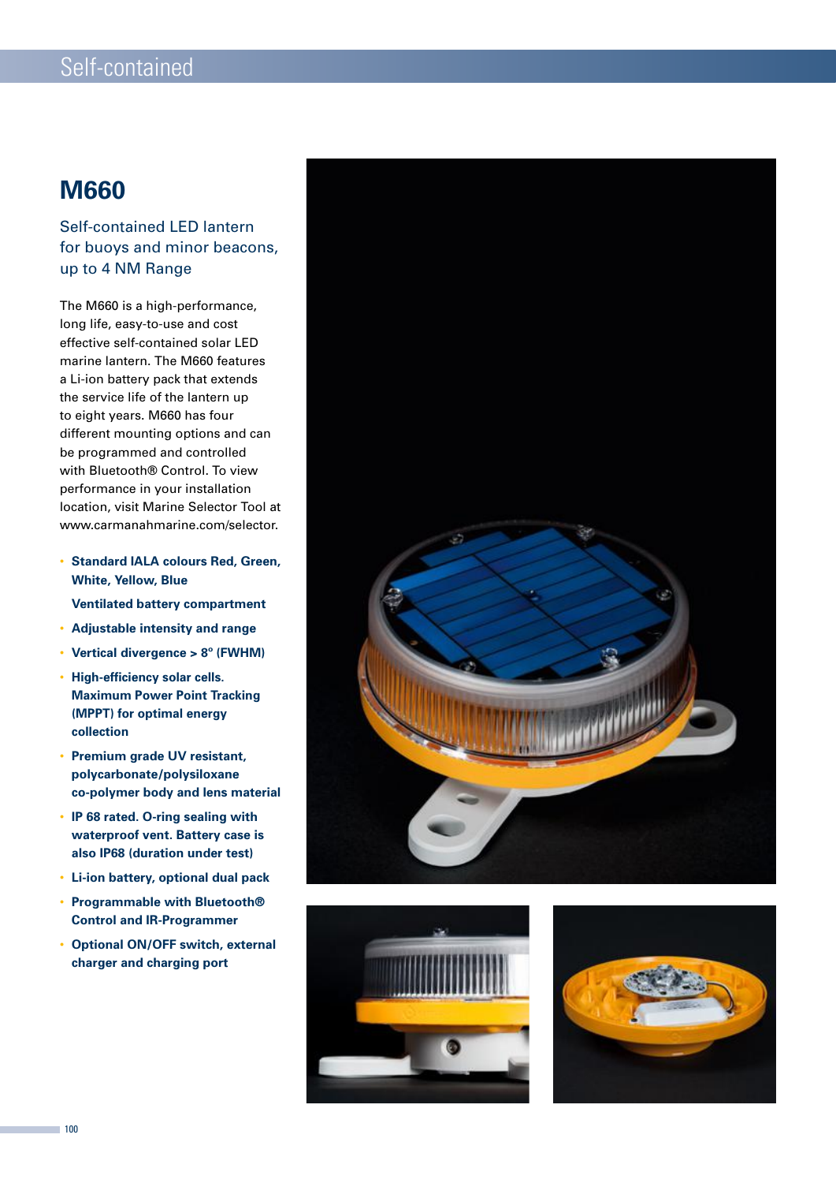# M660

## Self-contained LED lantern for buoys and minor beacons, up to 4 NM Range

The M660 is a high-performance, long life, easy-to-use and cost effective self-contained solar LED marine lantern. The M660 features a Li-ion battery pack that extends the service life of the lantern up to eight years. M660 has four different mounting options and can be programmed and controlled with Bluetooth® Control. To view performance in your installation location, visit Marine Selector Tool at www.carmanahmarine.com/selector.

- **Standard IALA colours Red, Green, White, Yellow, Blue**

  **Ventilated battery compartment**
- **Adjustable intensity and range**
- **Vertical divergence > 8° (FWHM)**
- **High-efficiency solar cells. Maximum Power Point Tracking (MPPT) for optimal energy collection**
- **Premium grade UV resistant, polycarbonate/polysiloxane co-polymer body and lens material**
- **IP 68 rated. O-ring sealing with waterproof vent. Battery case is also IP68 (duration under test)**
- **Li-ion battery, optional dual pack**
- **Programmable with Bluetooth® Control and IR-Programmer**
- **Optional ON/OFF switch, external charger and charging port**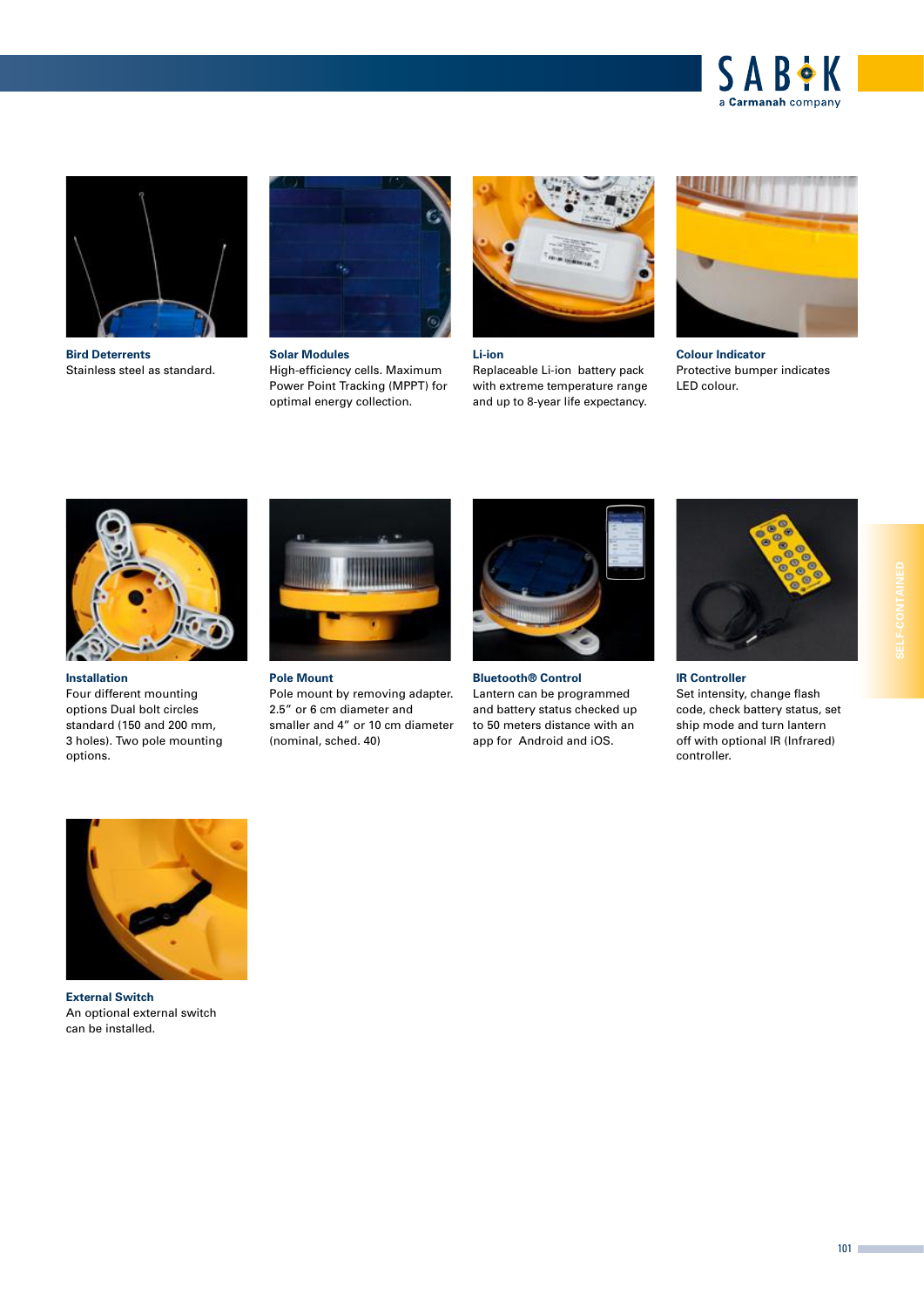**Bird Deterrents**
Stainless steel as standard.

**Solar Modules**
High-efficiency cells. Maximum Power Point Tracking (MPPT) for optimal energy collection.

**Li-ion**
Replaceable Li-ion battery pack with extreme temperature range and up to 8-year life expectancy.

**Colour Indicator**
Protective bumper indicates LED colour.

**Installation**
Four different mounting options Dual bolt circles standard (150 and 200 mm, 3 holes). Two pole mounting options.

**Pole Mount**
Pole mount by removing adapter. 2.5" or 6 cm diameter and smaller and 4" or 10 cm diameter (nominal, sched. 40)

**Bluetooth® Control**
Lantern can be programmed and battery status checked up to 50 meters distance with an app for Android and iOS.

**IR Controller**
Set intensity, change flash code, check battery status, set ship mode and turn lantern off with optional IR (Infrared) controller.

**External Switch**
An optional external switch can be installed.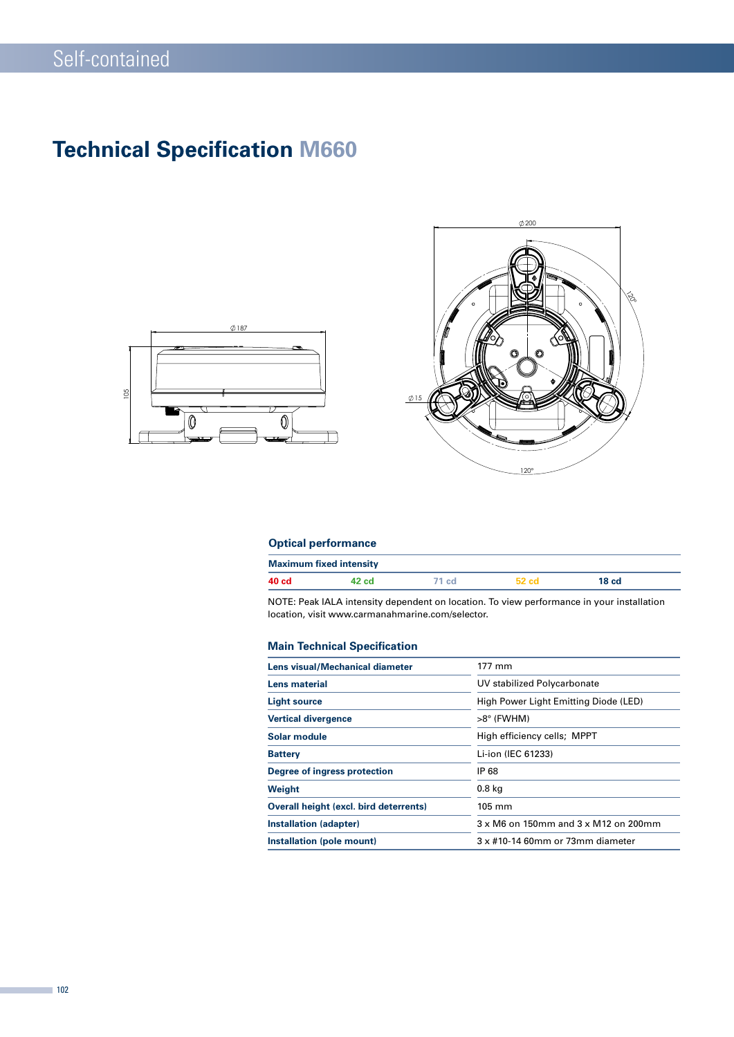# Technical Specification M660

## Optical performance

| Maximum fixed intensity | | | | |
|---|---|---|---|---|
| 40 cd | 42 cd | 71 cd | 52 cd | 18 cd |

NOTE: Peak IALA intensity dependent on location. To view performance in your installation location, visit www.carmanahmarine.com/selector.

## Main Technical Specification

| | |
|---|---|
| **Lens visual/Mechanical diameter** | 177 mm |
| **Lens material** | UV stabilized Polycarbonate |
| **Light source** | High Power Light Emitting Diode (LED) |
| **Vertical divergence** | >8° (FWHM) |
| **Solar module** | High efficiency cells;  MPPT |
| **Battery** | Li-ion (IEC 61233) |
| **Degree of ingress protection** | IP 68 |
| **Weight** | 0.8 kg |
| **Overall height (excl. bird deterrents)** | 105 mm |
| **Installation (adapter)** | 3 x M6 on 150mm and 3 x M12 on 200mm |
| **Installation (pole mount)** | 3 x #10-14 60mm or 73mm diameter |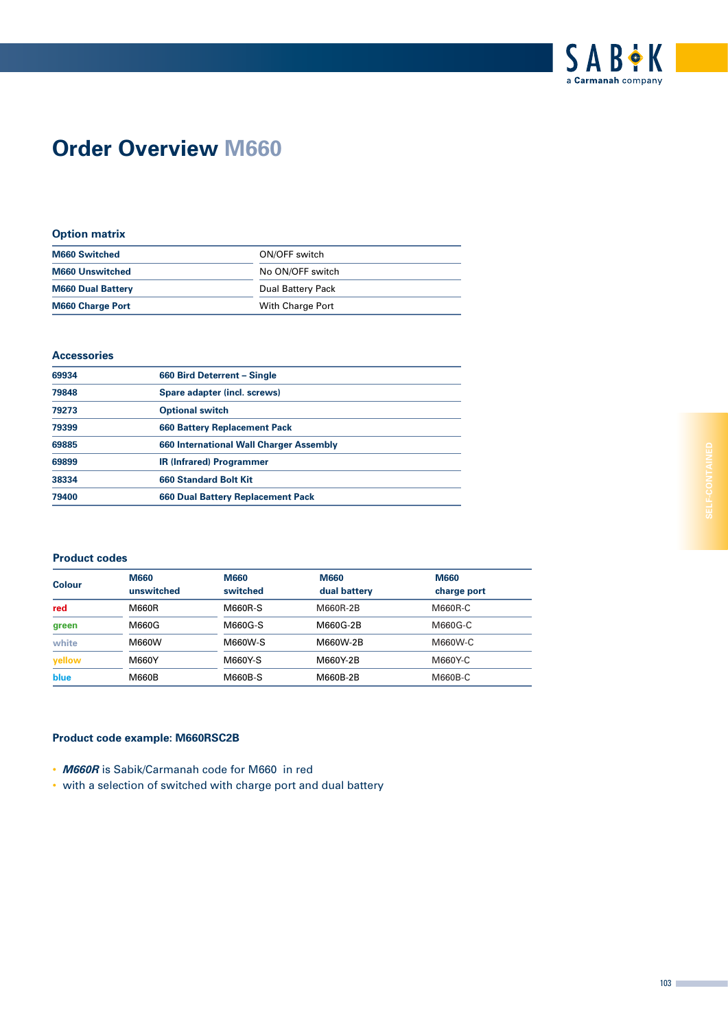# Order Overview M660

## Option matrix

| | |
|---|---|
| **M660 Switched** | ON/OFF switch |
| **M660 Unswitched** | No ON/OFF switch |
| **M660 Dual Battery** | Dual Battery Pack |
| **M660 Charge Port** | With Charge Port |

## Accessories

| | |
|---|---|
| **69934** | **660 Bird Deterrent – Single** |
| **79848** | **Spare adapter (incl. screws)** |
| **79273** | **Optional switch** |
| **79399** | **660 Battery Replacement Pack** |
| **69885** | **660 International Wall Charger Assembly** |
| **69899** | **IR (Infrared) Programmer** |
| **38334** | **660 Standard Bolt Kit** |
| **79400** | **660 Dual Battery Replacement Pack** |

## Product codes

| Colour | M660 unswitched | M660 switched | M660 dual battery | M660 charge port |
|---|---|---|---|---|
| red | M660R | M660R-S | M660R-2B | M660R-C |
| green | M660G | M660G-S | M660G-2B | M660G-C |
| white | M660W | M660W-S | M660W-2B | M660W-C |
| yellow | M660Y | M660Y-S | M660Y-2B | M660Y-C |
| blue | M660B | M660B-S | M660B-2B | M660B-C |

**Product code example: M660RSC2B**

- ***M660R*** is Sabik/Carmanah code for M660 in red
- with a selection of switched with charge port and dual battery

SELF-CONTAINED